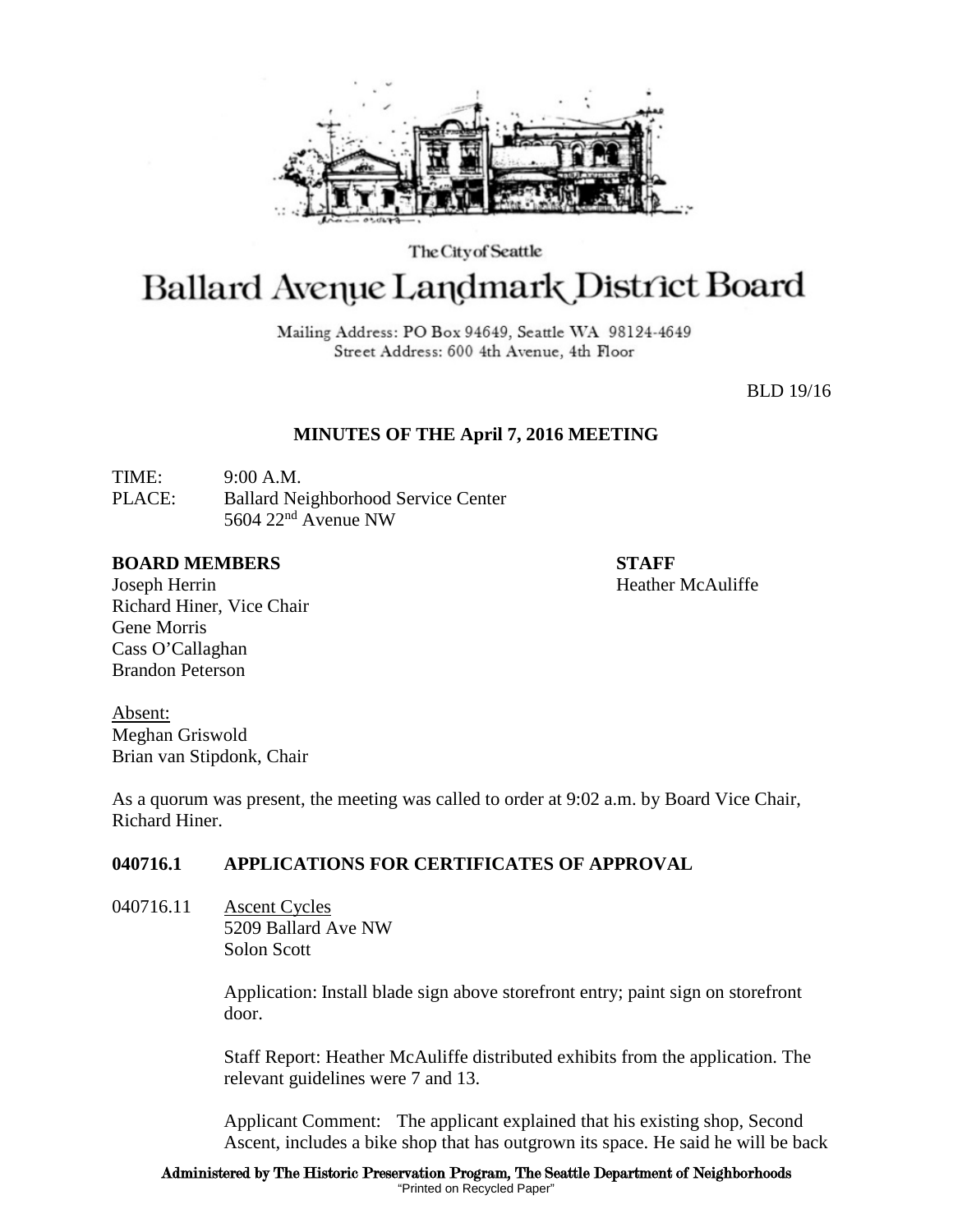The City of Seattle

# Ballard Avenue Landmark District Board

Mailing Address: PO Box 94649, Seattle WA 98124-4649
Street Address: 600 4th Avenue, 4th Floor

BLD 19/16

## MINUTES OF THE April 7, 2016 MEETING

TIME: 9:00 A.M.
PLACE: Ballard Neighborhood Service Center
5604 22nd Avenue NW

**BOARD MEMBERS**
Joseph Herrin
Richard Hiner, Vice Chair
Gene Morris
Cass O'Callaghan
Brandon Peterson

**STAFF**
Heather McAuliffe

Absent:
Meghan Griswold
Brian van Stipdonk, Chair

As a quorum was present, the meeting was called to order at 9:02 a.m. by Board Vice Chair, Richard Hiner.

**040716.1 APPLICATIONS FOR CERTIFICATES OF APPROVAL**

040716.11 Ascent Cycles
5209 Ballard Ave NW
Solon Scott

Application: Install blade sign above storefront entry; paint sign on storefront door.

Staff Report: Heather McAuliffe distributed exhibits from the application. The relevant guidelines were 7 and 13.

Applicant Comment: The applicant explained that his existing shop, Second Ascent, includes a bike shop that has outgrown its space. He said he will be back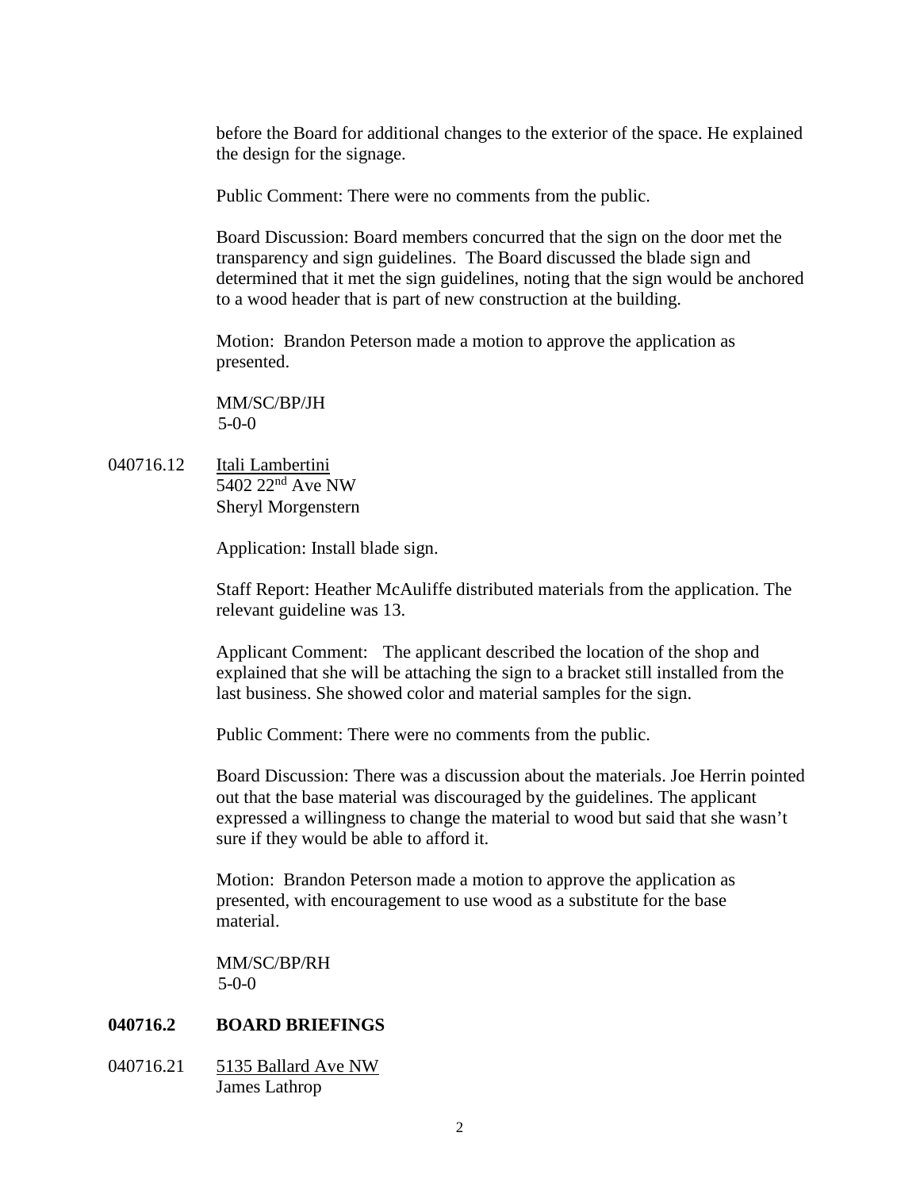before the Board for additional changes to the exterior of the space. He explained the design for the signage.

Public Comment: There were no comments from the public.

Board Discussion: Board members concurred that the sign on the door met the transparency and sign guidelines. The Board discussed the blade sign and determined that it met the sign guidelines, noting that the sign would be anchored to a wood header that is part of new construction at the building.

Motion: Brandon Peterson made a motion to approve the application as presented.

MM/SC/BP/JH
5-0-0

040716.12 Itali Lambertini
5402 22nd Ave NW
Sheryl Morgenstern

Application: Install blade sign.

Staff Report: Heather McAuliffe distributed materials from the application. The relevant guideline was 13.

Applicant Comment: The applicant described the location of the shop and explained that she will be attaching the sign to a bracket still installed from the last business. She showed color and material samples for the sign.

Public Comment: There were no comments from the public.

Board Discussion: There was a discussion about the materials. Joe Herrin pointed out that the base material was discouraged by the guidelines. The applicant expressed a willingness to change the material to wood but said that she wasn't sure if they would be able to afford it.

Motion: Brandon Peterson made a motion to approve the application as presented, with encouragement to use wood as a substitute for the base material.

MM/SC/BP/RH
5-0-0

## 040716.2 BOARD BRIEFINGS

040716.21 5135 Ballard Ave NW
James Lathrop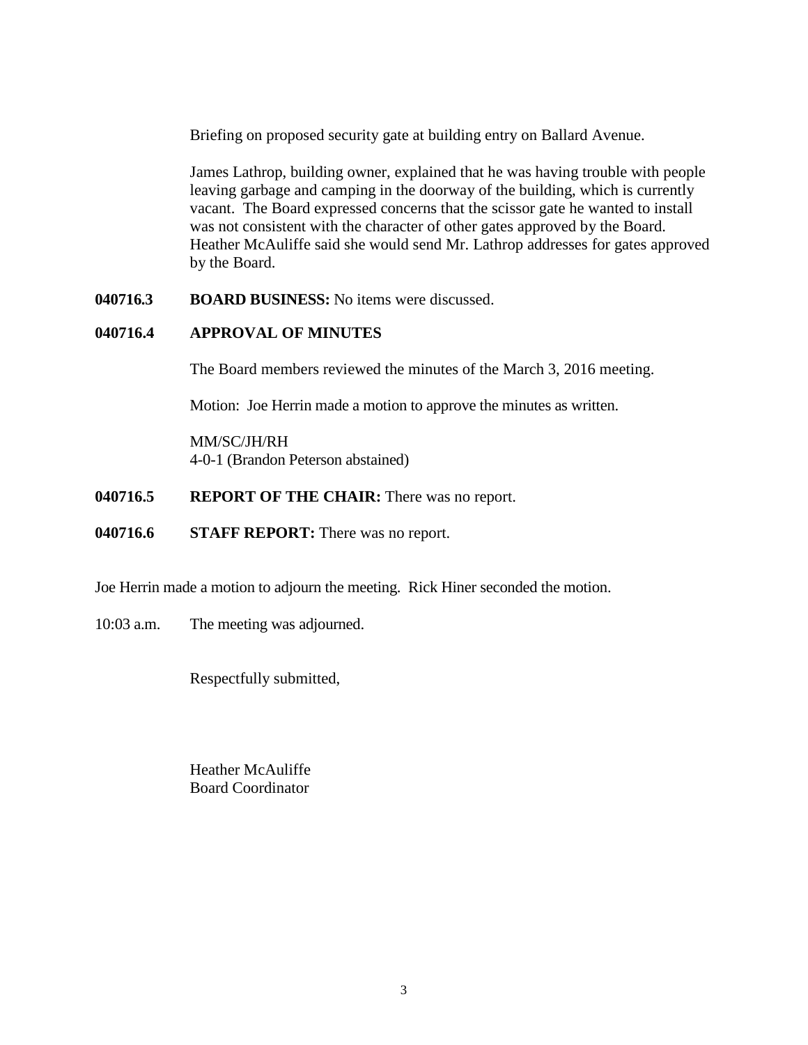Briefing on proposed security gate at building entry on Ballard Avenue.

James Lathrop, building owner, explained that he was having trouble with people leaving garbage and camping in the doorway of the building, which is currently vacant. The Board expressed concerns that the scissor gate he wanted to install was not consistent with the character of other gates approved by the Board. Heather McAuliffe said she would send Mr. Lathrop addresses for gates approved by the Board.

**040716.3 BOARD BUSINESS:** No items were discussed.

**040716.4 APPROVAL OF MINUTES**

The Board members reviewed the minutes of the March 3, 2016 meeting.

Motion: Joe Herrin made a motion to approve the minutes as written.

MM/SC/JH/RH
4-0-1 (Brandon Peterson abstained)

**040716.5 REPORT OF THE CHAIR:** There was no report.

**040716.6 STAFF REPORT:** There was no report.

Joe Herrin made a motion to adjourn the meeting. Rick Hiner seconded the motion.

10:03 a.m. The meeting was adjourned.

Respectfully submitted,

Heather McAuliffe
Board Coordinator